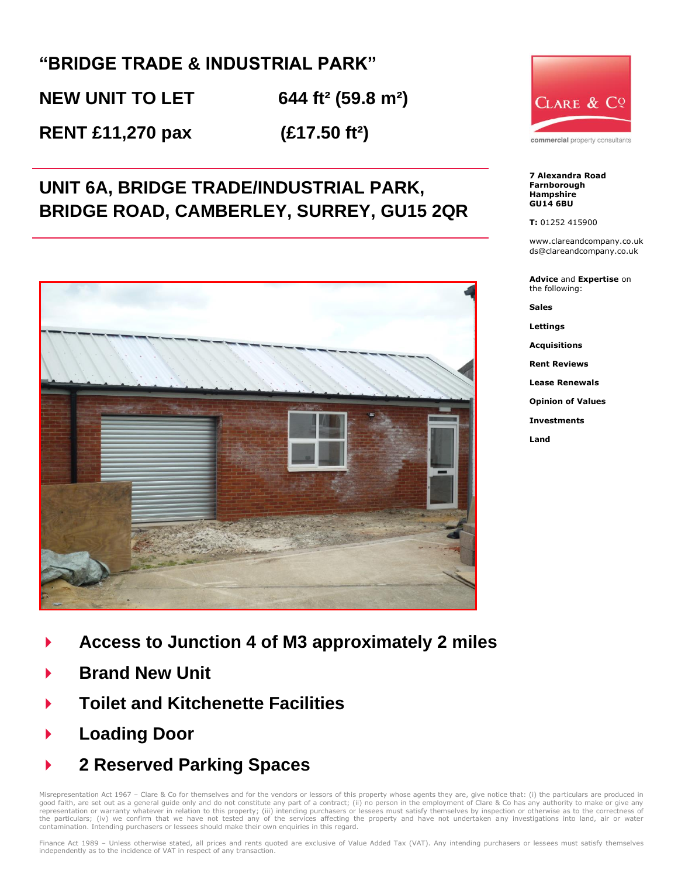# "BRIDGE TRADE & INDUSTRIAL PARK"

**NEW UNIT TO LET** **644 ft² (59.8 m²)**

**RENT £11,270 pax** **(£17.50 ft²)**

## UNIT 6A, BRIDGE TRADE/INDUSTRIAL PARK, BRIDGE ROAD, CAMBERLEY, SURREY, GU15 2QR

CLARE & Co

commercial property consultants

**7 Alexandra Road**
**Farnborough**
**Hampshire**
**GU14 6BU**

**T:** 01252 415900

www.clareandcompany.co.uk
ds@clareandcompany.co.uk

**Advice** and **Expertise** on the following:

**Sales**

**Lettings**

**Acquisitions**

**Rent Reviews**

**Lease Renewals**

**Opinion of Values**

**Investments**

**Land**

- **Access to Junction 4 of M3 approximately 2 miles**
- **Brand New Unit**
- **Toilet and Kitchenette Facilities**
- **Loading Door**
- **2 Reserved Parking Spaces**

Misrepresentation Act 1967 – Clare & Co for themselves and for the vendors or lessors of this property whose agents they are, give notice that: (i) the particulars are produced in good faith, are set out as a general guide only and do not constitute any part of a contract; (ii) no person in the employment of Clare & Co has any authority to make or give any representation or warranty whatever in relation to this property; (iii) intending purchasers or lessees must satisfy themselves by inspection or otherwise as to the correctness of the particulars; (iv) we confirm that we have not tested any of the services affecting the property and have not undertaken any investigations into land, air or water contamination. Intending purchasers or lessees should make their own enquiries in this regard.

Finance Act 1989 – Unless otherwise stated, all prices and rents quoted are exclusive of Value Added Tax (VAT). Any intending purchasers or lessees must satisfy themselves independently as to the incidence of VAT in respect of any transaction.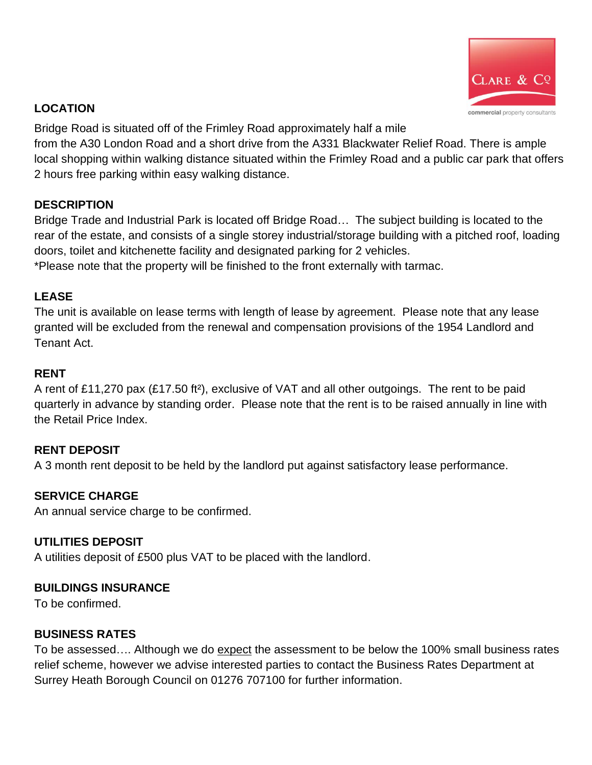## LOCATION

Bridge Road is situated off of the Frimley Road approximately half a mile from the A30 London Road and a short drive from the A331 Blackwater Relief Road. There is ample local shopping within walking distance situated within the Frimley Road and a public car park that offers 2 hours free parking within easy walking distance.

## DESCRIPTION

Bridge Trade and Industrial Park is located off Bridge Road… The subject building is located to the rear of the estate, and consists of a single storey industrial/storage building with a pitched roof, loading doors, toilet and kitchenette facility and designated parking for 2 vehicles.

*Please note that the property will be finished to the front externally with tarmac.

## LEASE

The unit is available on lease terms with length of lease by agreement. Please note that any lease granted will be excluded from the renewal and compensation provisions of the 1954 Landlord and Tenant Act.

## RENT

A rent of £11,270 pax (£17.50 ft²), exclusive of VAT and all other outgoings. The rent to be paid quarterly in advance by standing order. Please note that the rent is to be raised annually in line with the Retail Price Index.

## RENT DEPOSIT

A 3 month rent deposit to be held by the landlord put against satisfactory lease performance.

## SERVICE CHARGE

An annual service charge to be confirmed.

## UTILITIES DEPOSIT

A utilities deposit of £500 plus VAT to be placed with the landlord.

## BUILDINGS INSURANCE

To be confirmed.

## BUSINESS RATES

To be assessed…. Although we do expect the assessment to be below the 100% small business rates relief scheme, however we advise interested parties to contact the Business Rates Department at Surrey Heath Borough Council on 01276 707100 for further information.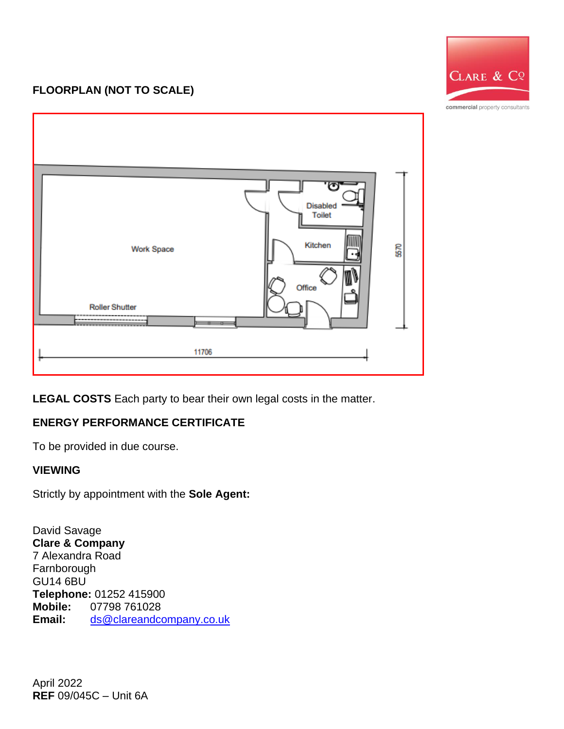**FLOORPLAN (NOT TO SCALE)**

Work Space

Roller Shutter

Disabled Toilet

Kitchen

Office

5570

11706

**LEGAL COSTS** Each party to bear their own legal costs in the matter.

**ENERGY PERFORMANCE CERTIFICATE**

To be provided in due course.

**VIEWING**

Strictly by appointment with the **Sole Agent:**

David Savage
**Clare & Company**
7 Alexandra Road
Farnborough
GU14 6BU
**Telephone:** 01252 415900
**Mobile:** 07798 761028
**Email:** ds@clareandcompany.co.uk

April 2022
**REF** 09/045C – Unit 6A